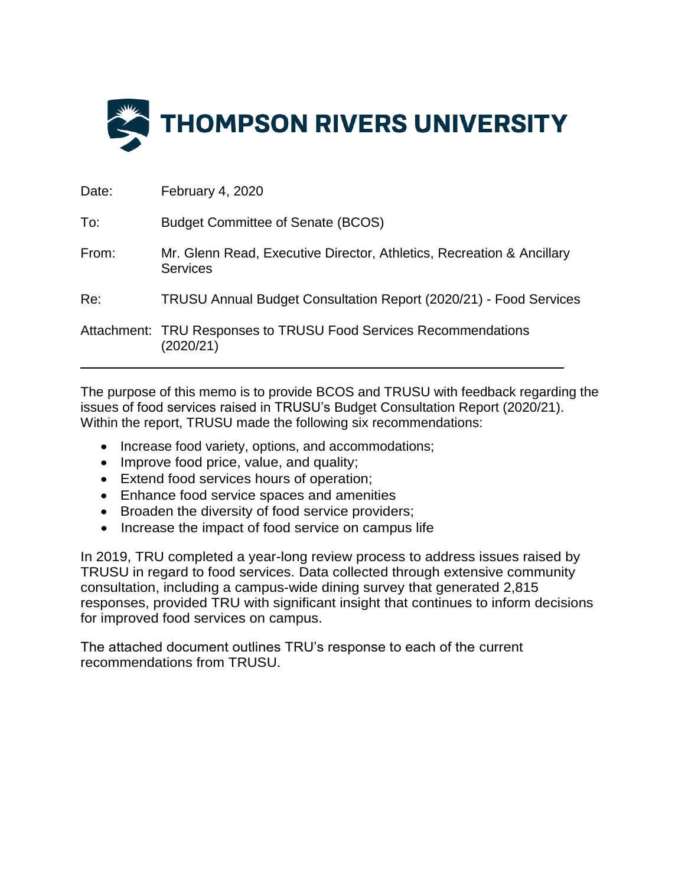# THOMPSON RIVERS UNIVERSITY

| | |
|---|---|
| Date: | February 4, 2020 |
| To: | Budget Committee of Senate (BCOS) |
| From: | Mr. Glenn Read, Executive Director, Athletics, Recreation & Ancillary Services |
| Re: | TRUSU Annual Budget Consultation Report (2020/21) - Food Services |
| Attachment: | TRU Responses to TRUSU Food Services Recommendations (2020/21) |

---

The purpose of this memo is to provide BCOS and TRUSU with feedback regarding the issues of food services raised in TRUSU's Budget Consultation Report (2020/21). Within the report, TRUSU made the following six recommendations:

- Increase food variety, options, and accommodations;
- Improve food price, value, and quality;
- Extend food services hours of operation;
- Enhance food service spaces and amenities
- Broaden the diversity of food service providers;
- Increase the impact of food service on campus life

In 2019, TRU completed a year-long review process to address issues raised by TRUSU in regard to food services. Data collected through extensive community consultation, including a campus-wide dining survey that generated 2,815 responses, provided TRU with significant insight that continues to inform decisions for improved food services on campus.

The attached document outlines TRU's response to each of the current recommendations from TRUSU.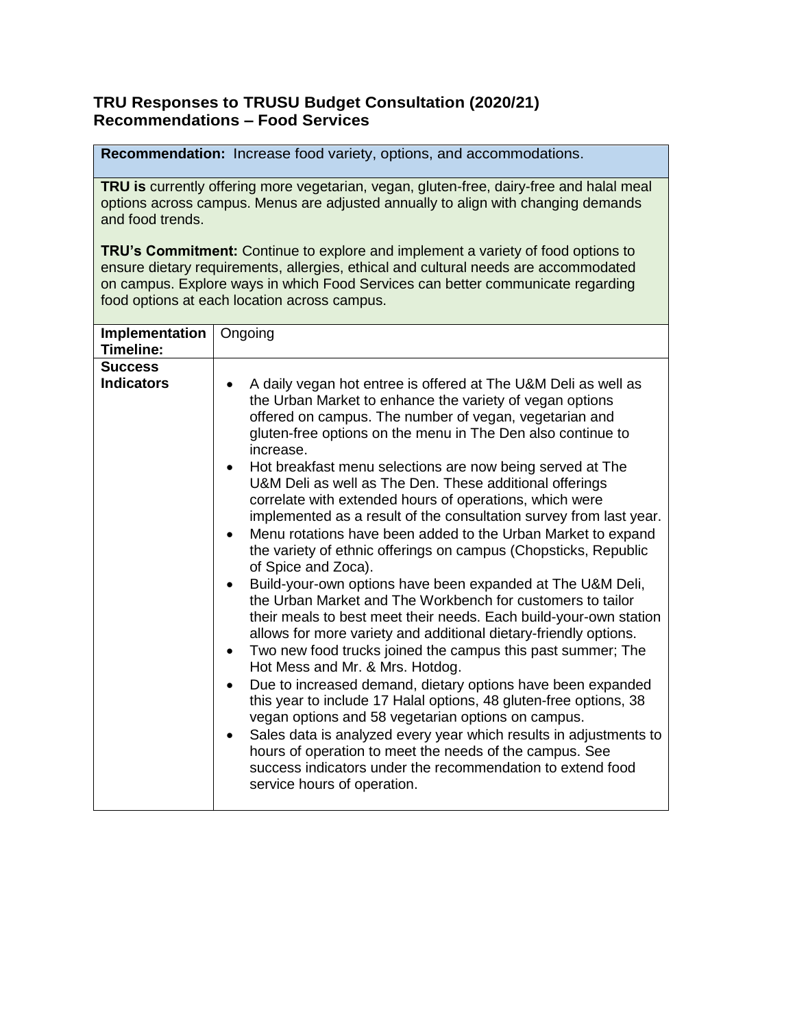**TRU Responses to TRUSU Budget Consultation (2020/21) Recommendations – Food Services**

**Recommendation:** Increase food variety, options, and accommodations.

**TRU is** currently offering more vegetarian, vegan, gluten-free, dairy-free and halal meal options across campus. Menus are adjusted annually to align with changing demands and food trends.

**TRU's Commitment:** Continue to explore and implement a variety of food options to ensure dietary requirements, allergies, ethical and cultural needs are accommodated on campus. Explore ways in which Food Services can better communicate regarding food options at each location across campus.

| | |
|---|---|
| **Implementation Timeline:** | Ongoing |
| **Success Indicators** | • A daily vegan hot entree is offered at The U&M Deli as well as the Urban Market to enhance the variety of vegan options offered on campus. The number of vegan, vegetarian and gluten-free options on the menu in The Den also continue to increase.<br>• Hot breakfast menu selections are now being served at The U&M Deli as well as The Den. These additional offerings correlate with extended hours of operations, which were implemented as a result of the consultation survey from last year.<br>• Menu rotations have been added to the Urban Market to expand the variety of ethnic offerings on campus (Chopsticks, Republic of Spice and Zoca).<br>• Build-your-own options have been expanded at The U&M Deli, the Urban Market and The Workbench for customers to tailor their meals to best meet their needs. Each build-your-own station allows for more variety and additional dietary-friendly options.<br>• Two new food trucks joined the campus this past summer; The Hot Mess and Mr. & Mrs. Hotdog.<br>• Due to increased demand, dietary options have been expanded this year to include 17 Halal options, 48 gluten-free options, 38 vegan options and 58 vegetarian options on campus.<br>• Sales data is analyzed every year which results in adjustments to hours of operation to meet the needs of the campus. See success indicators under the recommendation to extend food service hours of operation. |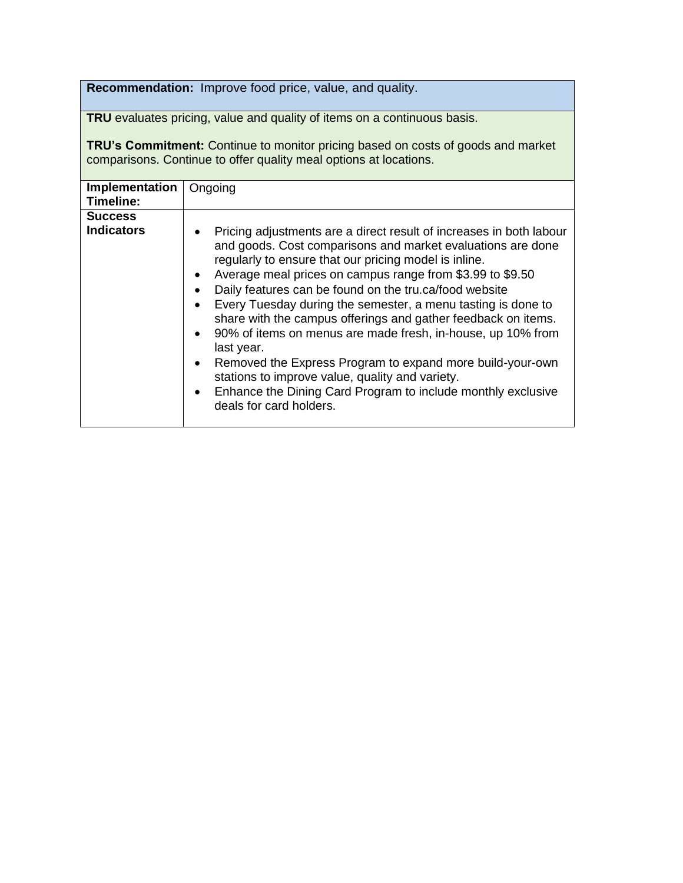| **Recommendation:** Improve food price, value, and quality. | |
|---|---|
| **TRU** evaluates pricing, value and quality of items on a continuous basis.<br><br>**TRU's Commitment:** Continue to monitor pricing based on costs of goods and market comparisons. Continue to offer quality meal options at locations. | |
| **Implementation Timeline:** | Ongoing |
| **Success Indicators** | • Pricing adjustments are a direct result of increases in both labour and goods. Cost comparisons and market evaluations are done regularly to ensure that our pricing model is inline.<br>• Average meal prices on campus range from $3.99 to $9.50<br>• Daily features can be found on the tru.ca/food website<br>• Every Tuesday during the semester, a menu tasting is done to share with the campus offerings and gather feedback on items.<br>• 90% of items on menus are made fresh, in-house, up 10% from last year.<br>• Removed the Express Program to expand more build-your-own stations to improve value, quality and variety.<br>• Enhance the Dining Card Program to include monthly exclusive deals for card holders. |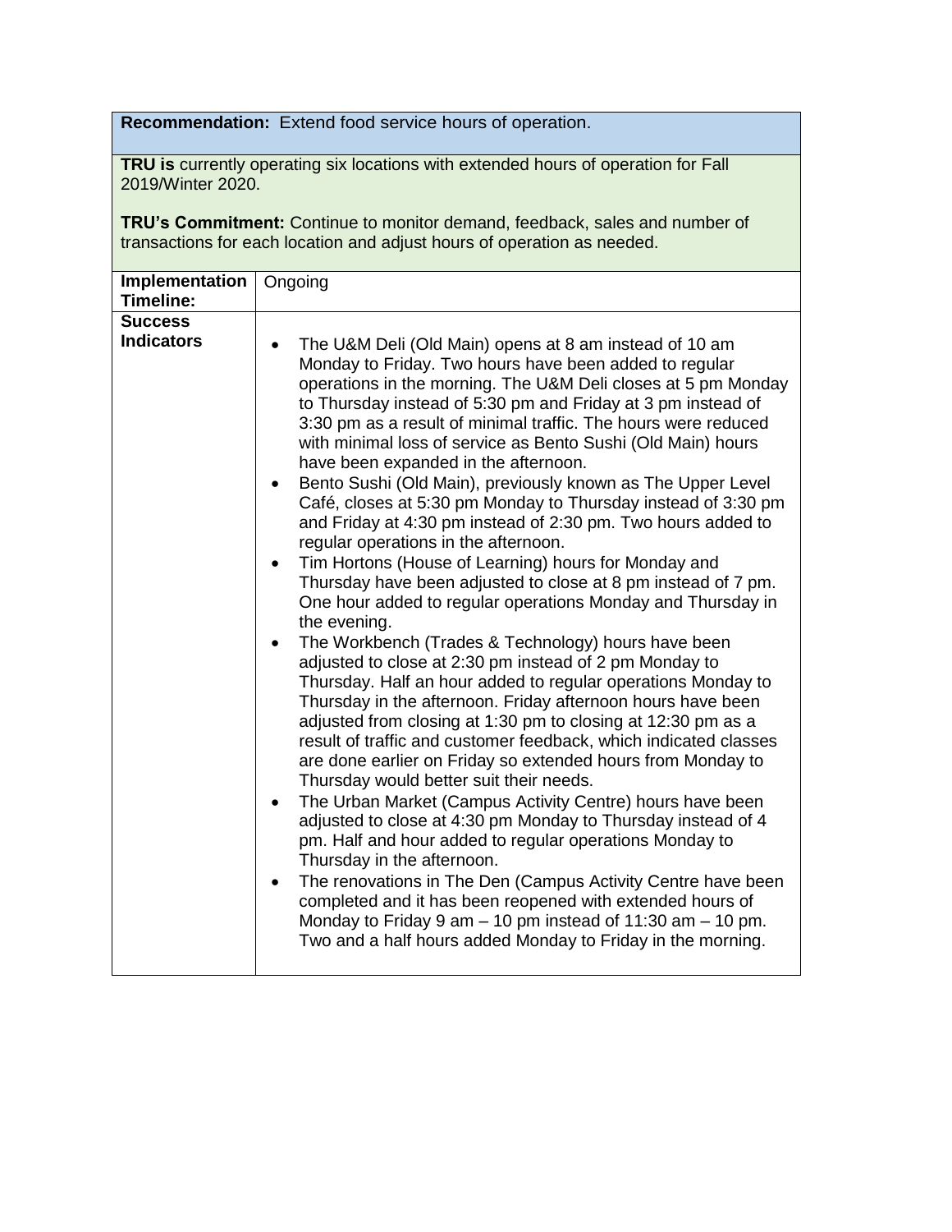**Recommendation:** Extend food service hours of operation.

**TRU is** currently operating six locations with extended hours of operation for Fall 2019/Winter 2020.

**TRU's Commitment:** Continue to monitor demand, feedback, sales and number of transactions for each location and adjust hours of operation as needed.

| | |
|---|---|
| **Implementation Timeline:** | Ongoing |
| **Success Indicators** | <ul><li>The U&M Deli (Old Main) opens at 8 am instead of 10 am Monday to Friday. Two hours have been added to regular operations in the morning. The U&M Deli closes at 5 pm Monday to Thursday instead of 5:30 pm and Friday at 3 pm instead of 3:30 pm as a result of minimal traffic. The hours were reduced with minimal loss of service as Bento Sushi (Old Main) hours have been expanded in the afternoon.</li><li>Bento Sushi (Old Main), previously known as The Upper Level Café, closes at 5:30 pm Monday to Thursday instead of 3:30 pm and Friday at 4:30 pm instead of 2:30 pm. Two hours added to regular operations in the afternoon.</li><li>Tim Hortons (House of Learning) hours for Monday and Thursday have been adjusted to close at 8 pm instead of 7 pm. One hour added to regular operations Monday and Thursday in the evening.</li><li>The Workbench (Trades & Technology) hours have been adjusted to close at 2:30 pm instead of 2 pm Monday to Thursday. Half an hour added to regular operations Monday to Thursday in the afternoon. Friday afternoon hours have been adjusted from closing at 1:30 pm to closing at 12:30 pm as a result of traffic and customer feedback, which indicated classes are done earlier on Friday so extended hours from Monday to Thursday would better suit their needs.</li><li>The Urban Market (Campus Activity Centre) hours have been adjusted to close at 4:30 pm Monday to Thursday instead of 4 pm. Half and hour added to regular operations Monday to Thursday in the afternoon.</li><li>The renovations in The Den (Campus Activity Centre have been completed and it has been reopened with extended hours of Monday to Friday 9 am – 10 pm instead of 11:30 am – 10 pm. Two and a half hours added Monday to Friday in the morning.</li></ul> |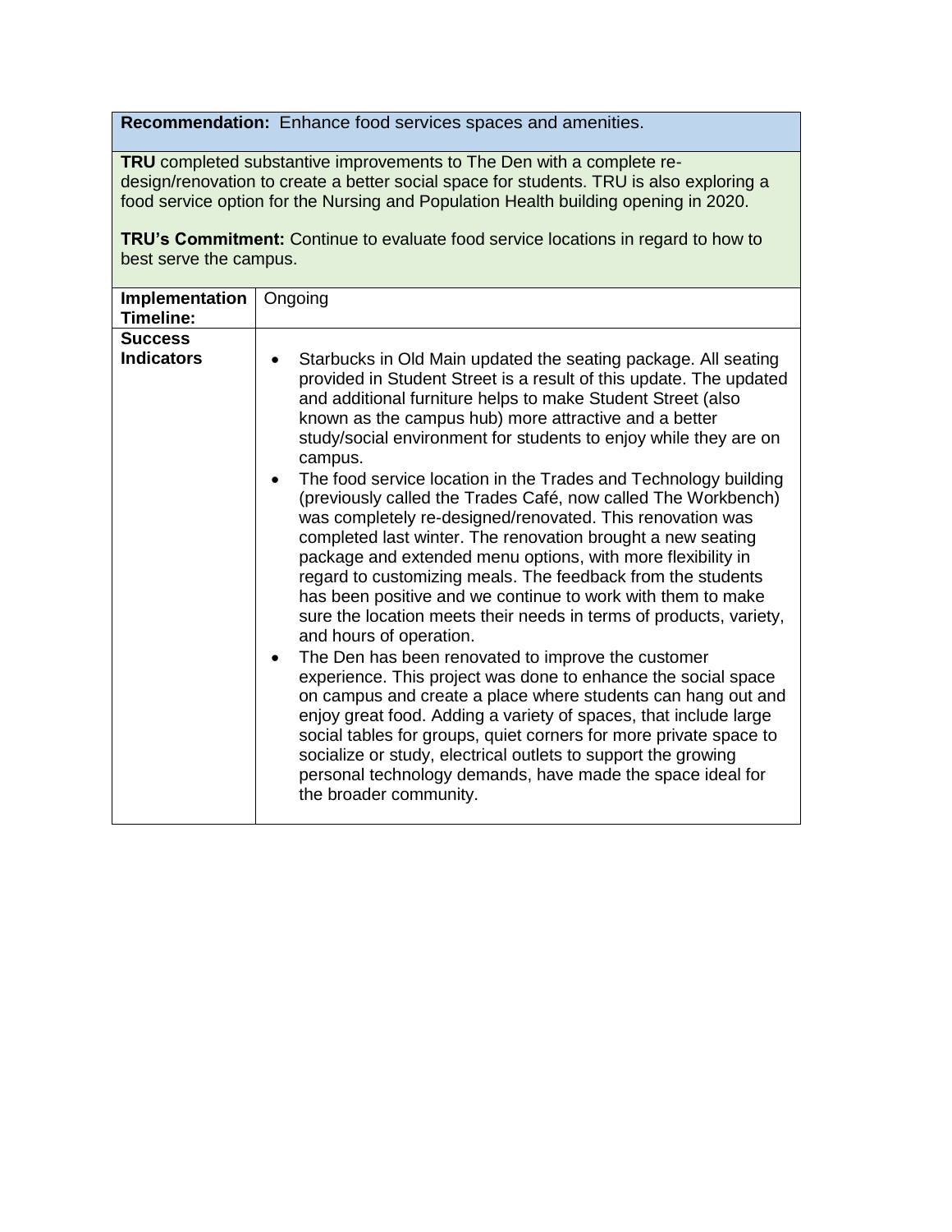**Recommendation:** Enhance food services spaces and amenities.

**TRU** completed substantive improvements to The Den with a complete re-design/renovation to create a better social space for students. TRU is also exploring a food service option for the Nursing and Population Health building opening in 2020.

**TRU's Commitment:** Continue to evaluate food service locations in regard to how to best serve the campus.

| **Implementation Timeline:** | Ongoing |
|---|---|
| **Success Indicators** | • Starbucks in Old Main updated the seating package. All seating provided in Student Street is a result of this update. The updated and additional furniture helps to make Student Street (also known as the campus hub) more attractive and a better study/social environment for students to enjoy while they are on campus.<br>• The food service location in the Trades and Technology building (previously called the Trades Café, now called The Workbench) was completely re-designed/renovated. This renovation was completed last winter. The renovation brought a new seating package and extended menu options, with more flexibility in regard to customizing meals. The feedback from the students has been positive and we continue to work with them to make sure the location meets their needs in terms of products, variety, and hours of operation.<br>• The Den has been renovated to improve the customer experience. This project was done to enhance the social space on campus and create a place where students can hang out and enjoy great food. Adding a variety of spaces, that include large social tables for groups, quiet corners for more private space to socialize or study, electrical outlets to support the growing personal technology demands, have made the space ideal for the broader community. |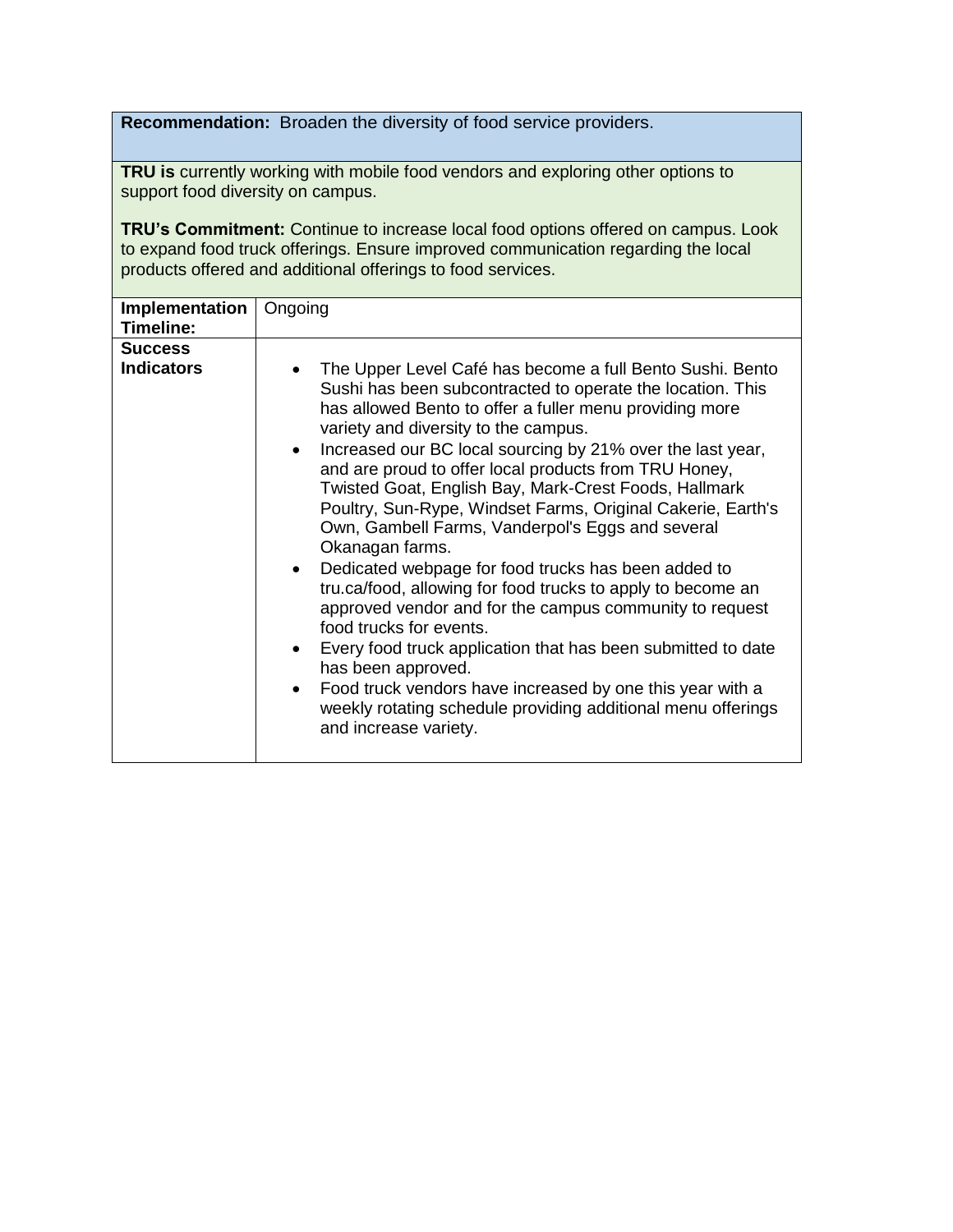**Recommendation:** Broaden the diversity of food service providers.

**TRU is** currently working with mobile food vendors and exploring other options to support food diversity on campus.

**TRU's Commitment:** Continue to increase local food options offered on campus. Look to expand food truck offerings. Ensure improved communication regarding the local products offered and additional offerings to food services.

| **Implementation Timeline:** | Ongoing |
|---|---|
| **Success Indicators** | • The Upper Level Café has become a full Bento Sushi. Bento Sushi has been subcontracted to operate the location. This has allowed Bento to offer a fuller menu providing more variety and diversity to the campus.<br>• Increased our BC local sourcing by 21% over the last year, and are proud to offer local products from TRU Honey, Twisted Goat, English Bay, Mark-Crest Foods, Hallmark Poultry, Sun-Rype, Windset Farms, Original Cakerie, Earth's Own, Gambell Farms, Vanderpol's Eggs and several Okanagan farms.<br>• Dedicated webpage for food trucks has been added to tru.ca/food, allowing for food trucks to apply to become an approved vendor and for the campus community to request food trucks for events.<br>• Every food truck application that has been submitted to date has been approved.<br>• Food truck vendors have increased by one this year with a weekly rotating schedule providing additional menu offerings and increase variety. |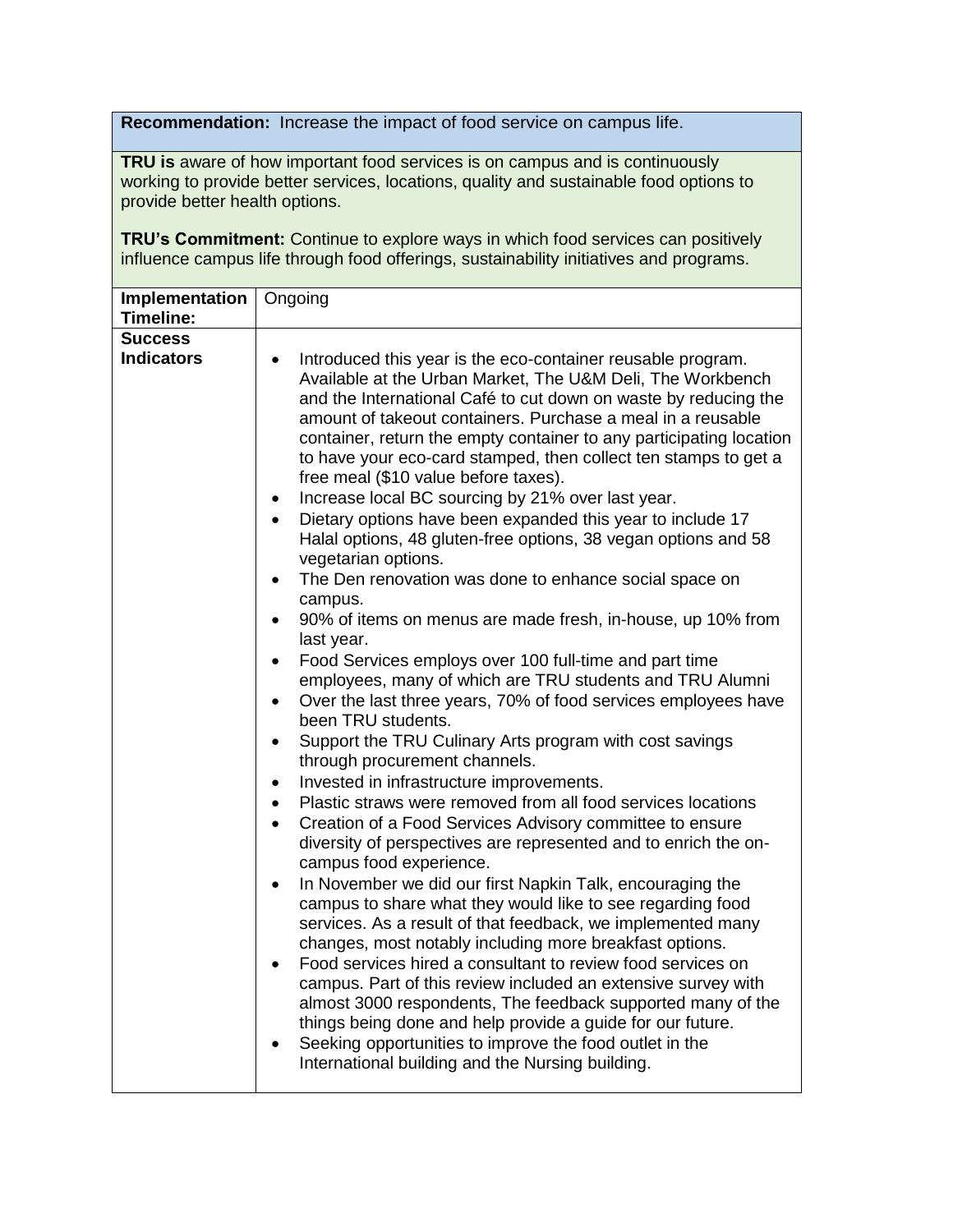**Recommendation:** Increase the impact of food service on campus life.

**TRU is** aware of how important food services is on campus and is continuously working to provide better services, locations, quality and sustainable food options to provide better health options.

**TRU's Commitment:** Continue to explore ways in which food services can positively influence campus life through food offerings, sustainability initiatives and programs.

| | |
|---|---|
| **Implementation Timeline:** | Ongoing |
| **Success Indicators** | • Introduced this year is the eco-container reusable program. Available at the Urban Market, The U&M Deli, The Workbench and the International Café to cut down on waste by reducing the amount of takeout containers. Purchase a meal in a reusable container, return the empty container to any participating location to have your eco-card stamped, then collect ten stamps to get a free meal ($10 value before taxes).<br>• Increase local BC sourcing by 21% over last year.<br>• Dietary options have been expanded this year to include 17 Halal options, 48 gluten-free options, 38 vegan options and 58 vegetarian options.<br>• The Den renovation was done to enhance social space on campus.<br>• 90% of items on menus are made fresh, in-house, up 10% from last year.<br>• Food Services employs over 100 full-time and part time employees, many of which are TRU students and TRU Alumni<br>• Over the last three years, 70% of food services employees have been TRU students.<br>• Support the TRU Culinary Arts program with cost savings through procurement channels.<br>• Invested in infrastructure improvements.<br>• Plastic straws were removed from all food services locations<br>• Creation of a Food Services Advisory committee to ensure diversity of perspectives are represented and to enrich the on-campus food experience.<br>• In November we did our first Napkin Talk, encouraging the campus to share what they would like to see regarding food services. As a result of that feedback, we implemented many changes, most notably including more breakfast options.<br>• Food services hired a consultant to review food services on campus. Part of this review included an extensive survey with almost 3000 respondents, The feedback supported many of the things being done and help provide a guide for our future.<br>• Seeking opportunities to improve the food outlet in the International building and the Nursing building. |